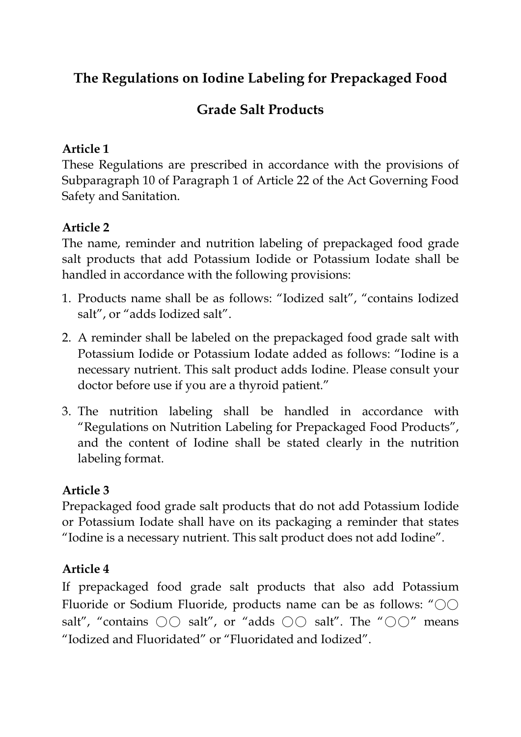# The Regulations on Iodine Labeling for Prepackaged Food Grade Salt Products

**Article 1**

These Regulations are prescribed in accordance with the provisions of Subparagraph 10 of Paragraph 1 of Article 22 of the Act Governing Food Safety and Sanitation.

**Article 2**

The name, reminder and nutrition labeling of prepackaged food grade salt products that add Potassium Iodide or Potassium Iodate shall be handled in accordance with the following provisions:

1. Products name shall be as follows: "Iodized salt", "contains Iodized salt", or "adds Iodized salt".
2. A reminder shall be labeled on the prepackaged food grade salt with Potassium Iodide or Potassium Iodate added as follows: "Iodine is a necessary nutrient. This salt product adds Iodine. Please consult your doctor before use if you are a thyroid patient."
3. The nutrition labeling shall be handled in accordance with "Regulations on Nutrition Labeling for Prepackaged Food Products", and the content of Iodine shall be stated clearly in the nutrition labeling format.

**Article 3**

Prepackaged food grade salt products that do not add Potassium Iodide or Potassium Iodate shall have on its packaging a reminder that states "Iodine is a necessary nutrient. This salt product does not add Iodine".

**Article 4**

If prepackaged food grade salt products that also add Potassium Fluoride or Sodium Fluoride, products name can be as follows: "○○ salt", "contains ○○ salt", or "adds ○○ salt". The "○○" means "Iodized and Fluoridated" or "Fluoridated and Iodized".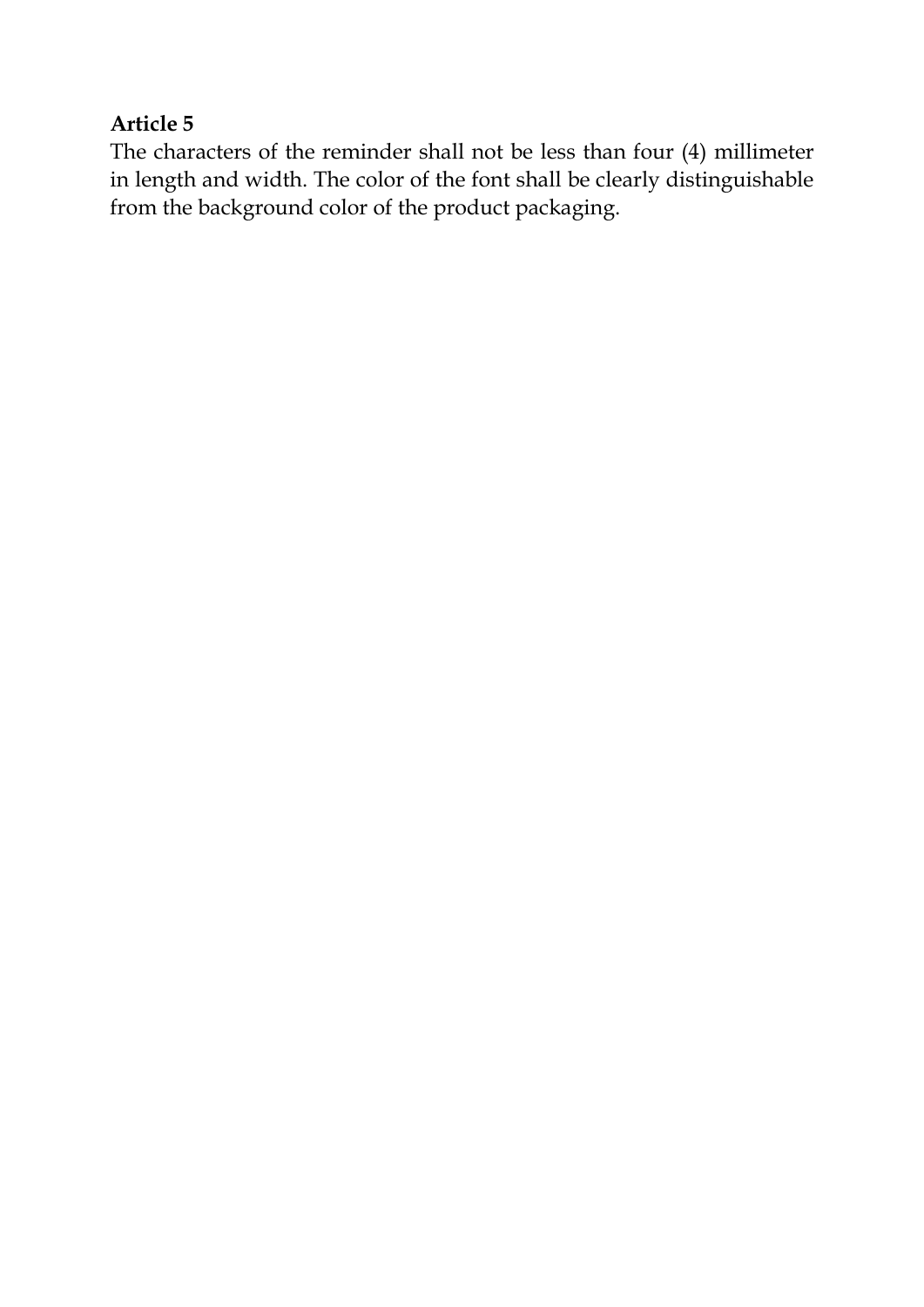**Article 5**

The characters of the reminder shall not be less than four (4) millimeter in length and width. The color of the font shall be clearly distinguishable from the background color of the product packaging.